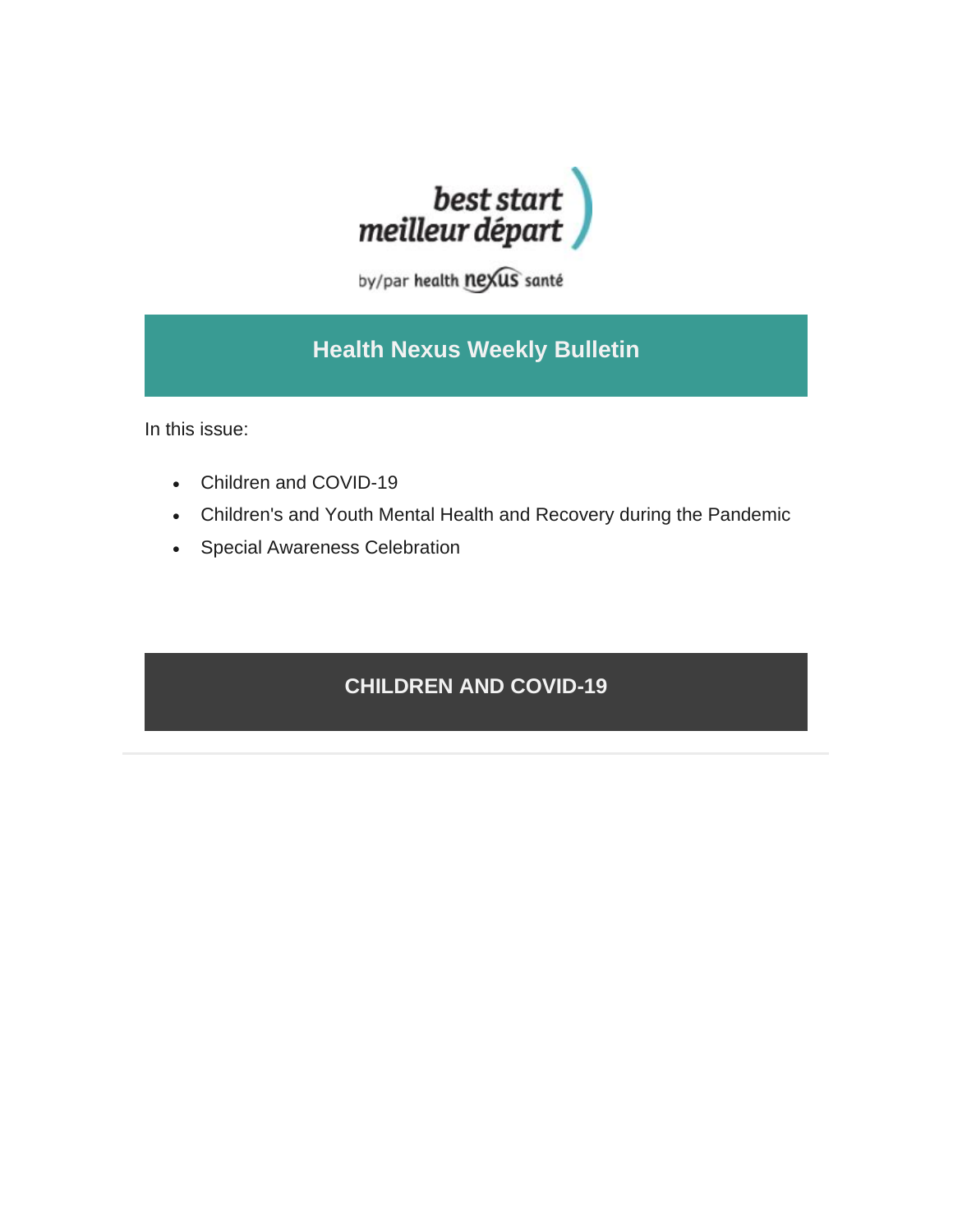best start
meilleur départ

by/par health nexus santé

# Health Nexus Weekly Bulletin

In this issue:

- Children and COVID-19
- Children's and Youth Mental Health and Recovery during the Pandemic
- Special Awareness Celebration

## CHILDREN AND COVID-19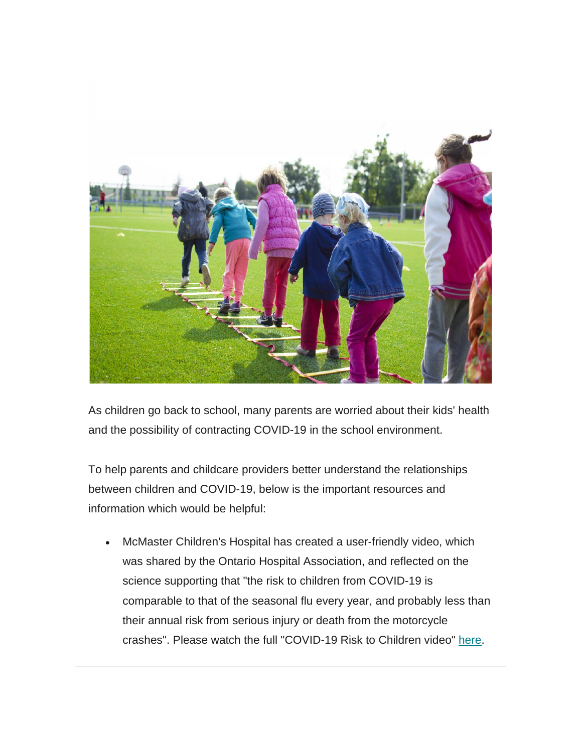As children go back to school, many parents are worried about their kids' health and the possibility of contracting COVID-19 in the school environment.

To help parents and childcare providers better understand the relationships between children and COVID-19, below is the important resources and information which would be helpful:

- McMaster Children's Hospital has created a user-friendly video, which was shared by the Ontario Hospital Association, and reflected on the science supporting that "the risk to children from COVID-19 is comparable to that of the seasonal flu every year, and probably less than their annual risk from serious injury or death from the motorcycle crashes". Please watch the full "COVID-19 Risk to Children video" here.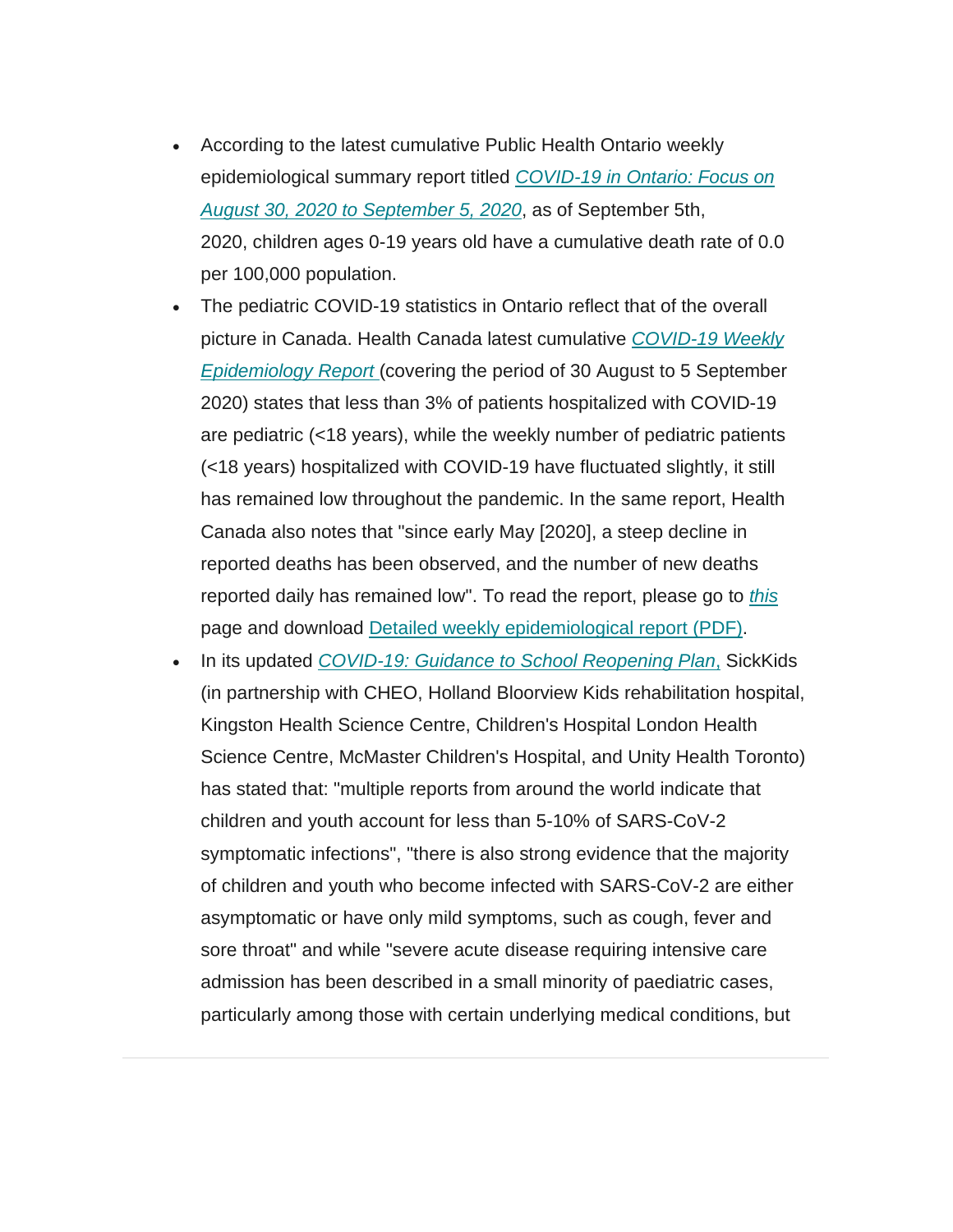- According to the latest cumulative Public Health Ontario weekly epidemiological summary report titled [*COVID-19 in Ontario: Focus on August 30, 2020 to September 5, 2020*](), as of September 5th, 2020, children ages 0-19 years old have a cumulative death rate of 0.0 per 100,000 population.
- The pediatric COVID-19 statistics in Ontario reflect that of the overall picture in Canada. Health Canada latest cumulative [*COVID-19 Weekly Epidemiology Report*]() (covering the period of 30 August to 5 September 2020) states that less than 3% of patients hospitalized with COVID-19 are pediatric (<18 years), while the weekly number of pediatric patients (<18 years) hospitalized with COVID-19 have fluctuated slightly, it still has remained low throughout the pandemic. In the same report, Health Canada also notes that "since early May [2020], a steep decline in reported deaths has been observed, and the number of new deaths reported daily has remained low". To read the report, please go to [*this*]() page and download [Detailed weekly epidemiological report (PDF)]().
- In its updated [*COVID-19: Guidance to School Reopening Plan,*]() SickKids (in partnership with CHEO, Holland Bloorview Kids rehabilitation hospital, Kingston Health Science Centre, Children's Hospital London Health Science Centre, McMaster Children's Hospital, and Unity Health Toronto) has stated that: "multiple reports from around the world indicate that children and youth account for less than 5-10% of SARS-CoV-2 symptomatic infections", "there is also strong evidence that the majority of children and youth who become infected with SARS-CoV-2 are either asymptomatic or have only mild symptoms, such as cough, fever and sore throat" and while "severe acute disease requiring intensive care admission has been described in a small minority of paediatric cases, particularly among those with certain underlying medical conditions, but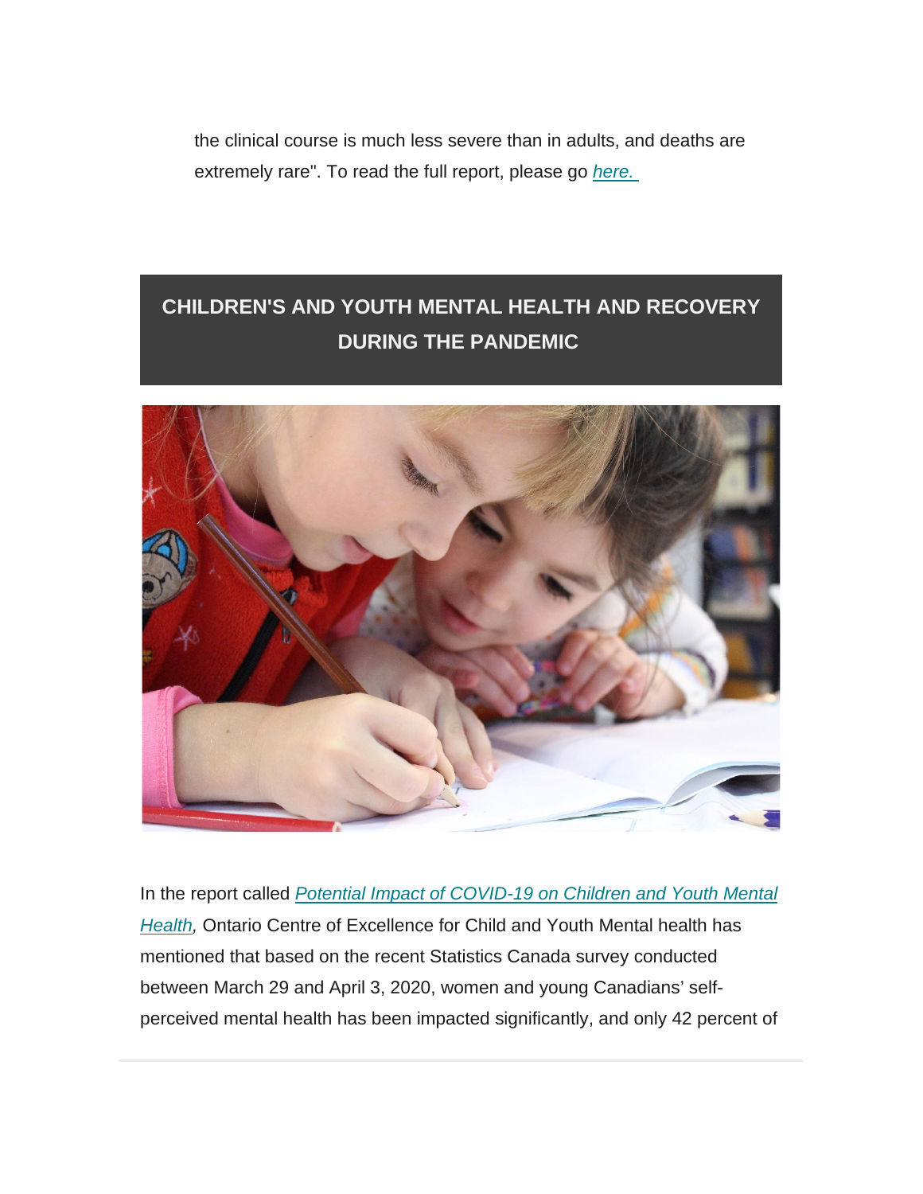the clinical course is much less severe than in adults, and deaths are extremely rare". To read the full report, please go *here.*

## CHILDREN'S AND YOUTH MENTAL HEALTH AND RECOVERY DURING THE PANDEMIC

In the report called *Potential Impact of COVID-19 on Children and Youth Mental Health*, Ontario Centre of Excellence for Child and Youth Mental health has mentioned that based on the recent Statistics Canada survey conducted between March 29 and April 3, 2020, women and young Canadians' self-perceived mental health has been impacted significantly, and only 42 percent of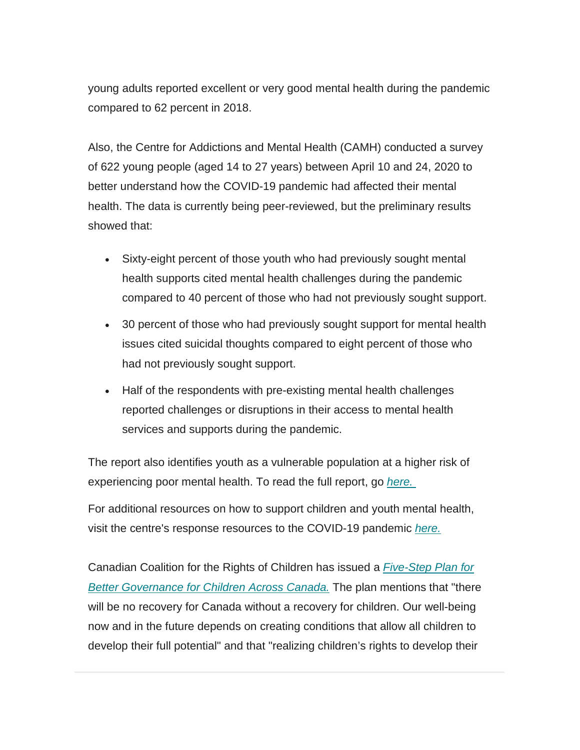young adults reported excellent or very good mental health during the pandemic compared to 62 percent in 2018.

Also, the Centre for Addictions and Mental Health (CAMH) conducted a survey of 622 young people (aged 14 to 27 years) between April 10 and 24, 2020 to better understand how the COVID-19 pandemic had affected their mental health. The data is currently being peer-reviewed, but the preliminary results showed that:

- Sixty-eight percent of those youth who had previously sought mental health supports cited mental health challenges during the pandemic compared to 40 percent of those who had not previously sought support.
- 30 percent of those who had previously sought support for mental health issues cited suicidal thoughts compared to eight percent of those who had not previously sought support.
- Half of the respondents with pre-existing mental health challenges reported challenges or disruptions in their access to mental health services and supports during the pandemic.

The report also identifies youth as a vulnerable population at a higher risk of experiencing poor mental health. To read the full report, go *here.*

For additional resources on how to support children and youth mental health, visit the centre's response resources to the COVID-19 pandemic *here.*

Canadian Coalition for the Rights of Children has issued a *Five-Step Plan for Better Governance for Children Across Canada.* The plan mentions that "there will be no recovery for Canada without a recovery for children. Our well-being now and in the future depends on creating conditions that allow all children to develop their full potential" and that "realizing children's rights to develop their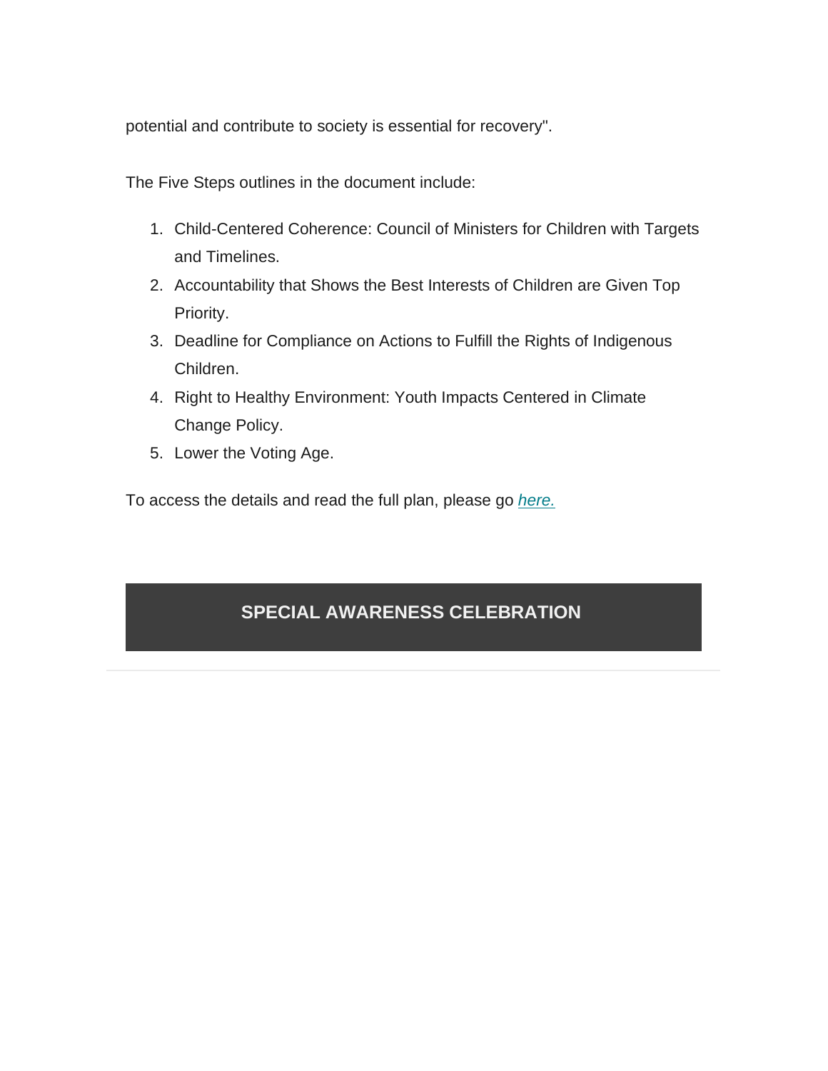potential and contribute to society is essential for recovery".

The Five Steps outlines in the document include:

1. Child-Centered Coherence: Council of Ministers for Children with Targets and Timelines.
2. Accountability that Shows the Best Interests of Children are Given Top Priority.
3. Deadline for Compliance on Actions to Fulfill the Rights of Indigenous Children.
4. Right to Healthy Environment: Youth Impacts Centered in Climate Change Policy.
5. Lower the Voting Age.

To access the details and read the full plan, please go *here.*

## SPECIAL AWARENESS CELEBRATION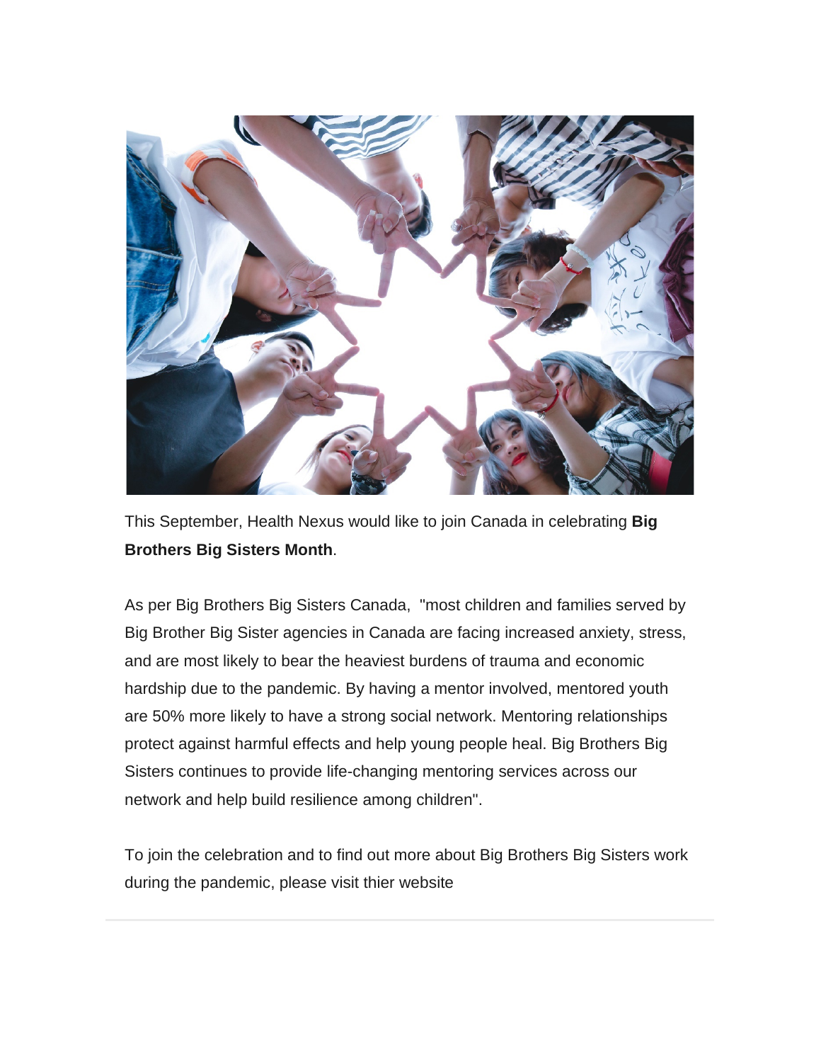This September, Health Nexus would like to join Canada in celebrating **Big Brothers Big Sisters Month**.

As per Big Brothers Big Sisters Canada, "most children and families served by Big Brother Big Sister agencies in Canada are facing increased anxiety, stress, and are most likely to bear the heaviest burdens of trauma and economic hardship due to the pandemic. By having a mentor involved, mentored youth are 50% more likely to have a strong social network. Mentoring relationships protect against harmful effects and help young people heal. Big Brothers Big Sisters continues to provide life-changing mentoring services across our network and help build resilience among children".

To join the celebration and to find out more about Big Brothers Big Sisters work during the pandemic, please visit thier website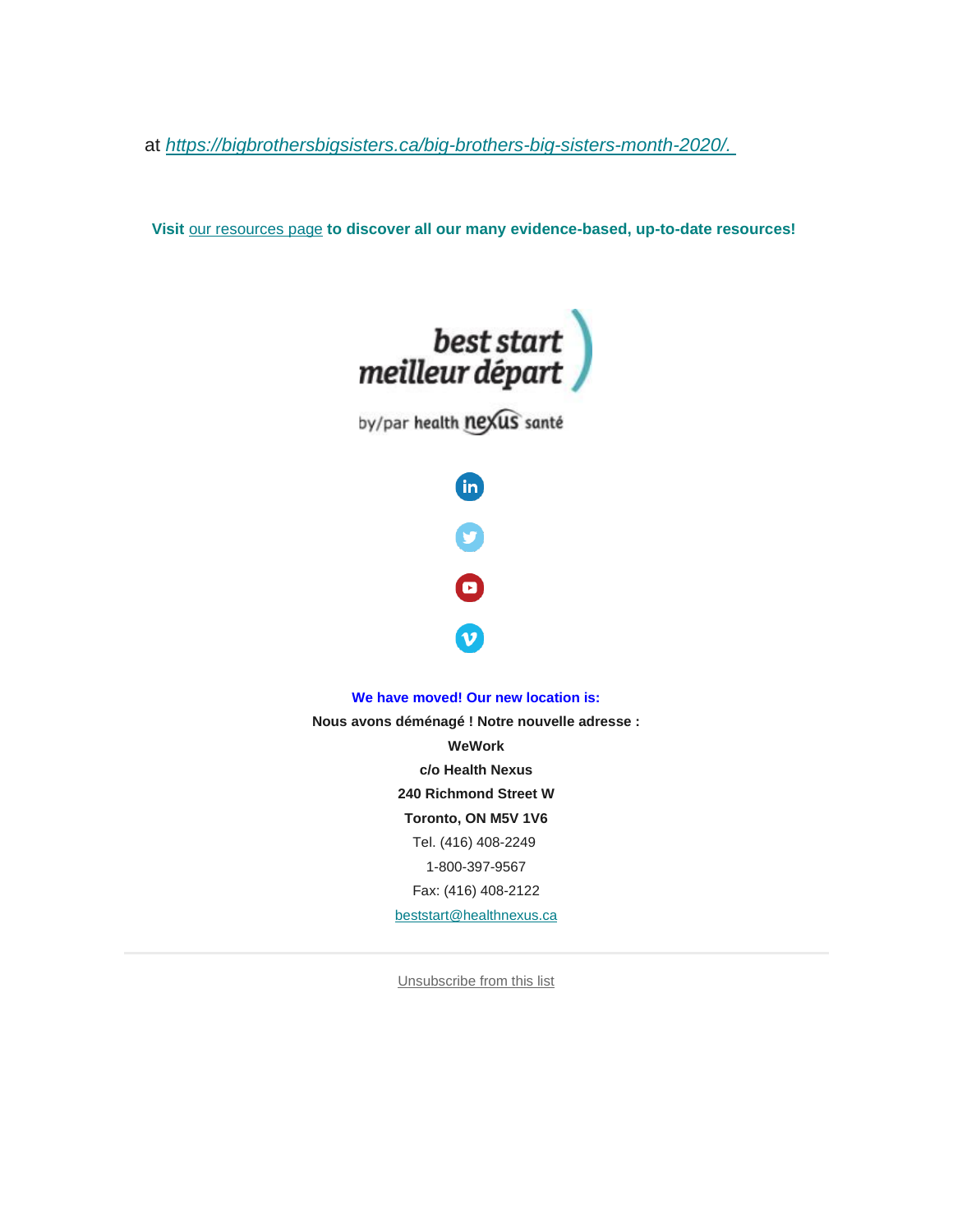at *https://bigbrothersbigsisters.ca/big-brothers-big-sisters-month-2020/.*

**Visit our resources page to discover all our many evidence-based, up-to-date resources!**

best start
meilleur départ
by/par health nexus santé

**We have moved! Our new location is:**

**Nous avons déménagé ! Notre nouvelle adresse :**

**WeWork**

**c/o Health Nexus**

**240 Richmond Street W**

**Toronto, ON M5V 1V6**

Tel. (416) 408-2249

1-800-397-9567

Fax: (416) 408-2122

beststart@healthnexus.ca

---

Unsubscribe from this list